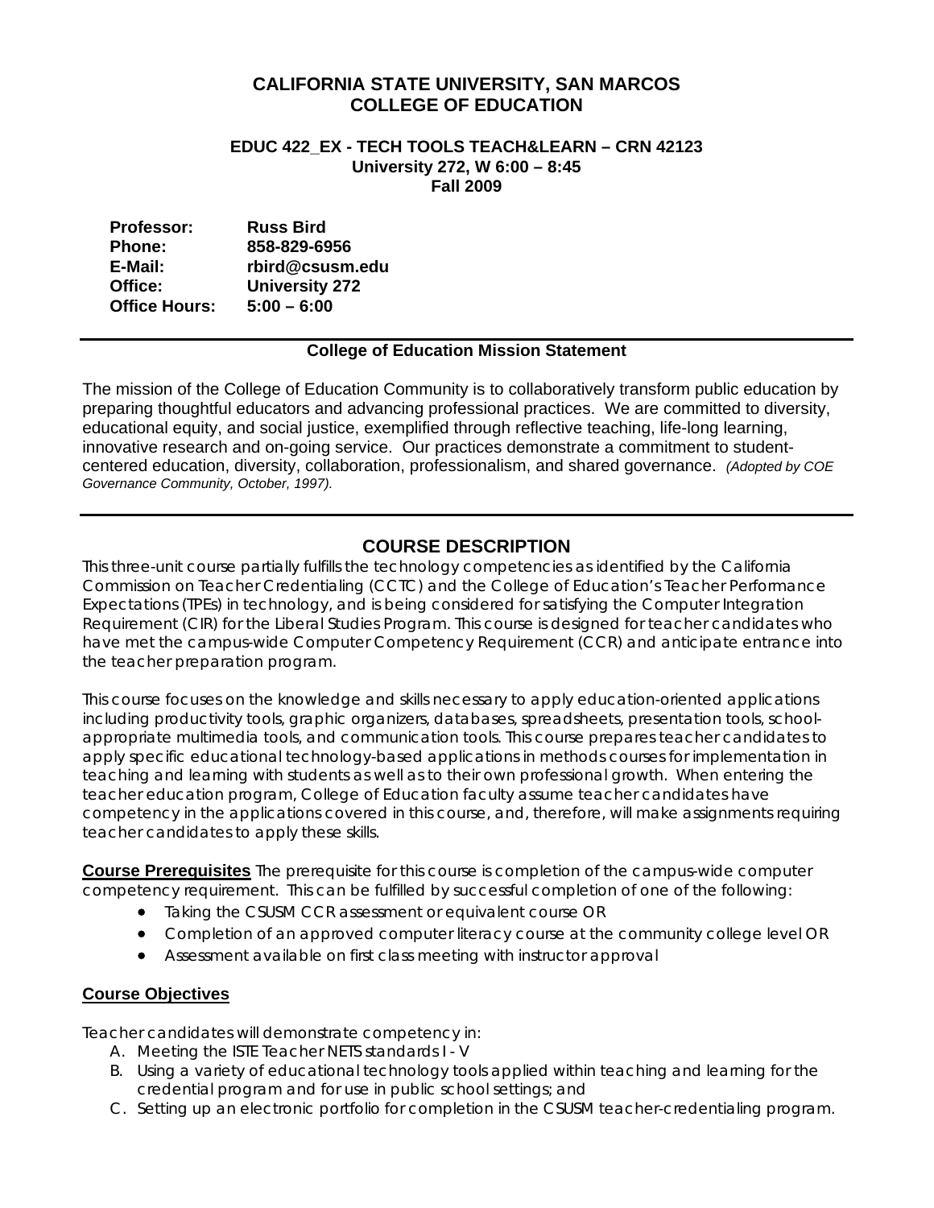# CALIFORNIA STATE UNIVERSITY, SAN MARCOS
# COLLEGE OF EDUCATION

### EDUC 422_EX - TECH TOOLS TEACH&LEARN – CRN 42123
### University 272, W 6:00 – 8:45
### Fall 2009

| | |
|---|---|
| **Professor:** | **Russ Bird** |
| **Phone:** | **858-829-6956** |
| **E-Mail:** | **rbird@csusm.edu** |
| **Office:** | **University 272** |
| **Office Hours:** | **5:00 – 6:00** |

---

**College of Education Mission Statement**

The mission of the College of Education Community is to collaboratively transform public education by preparing thoughtful educators and advancing professional practices. We are committed to diversity, educational equity, and social justice, exemplified through reflective teaching, life-long learning, innovative research and on-going service. Our practices demonstrate a commitment to student-centered education, diversity, collaboration, professionalism, and shared governance. *(Adopted by COE Governance Community, October, 1997).*

---

## COURSE DESCRIPTION

This three-unit course partially fulfills the technology competencies as identified by the California Commission on Teacher Credentialing (CCTC) and the College of Education's Teacher Performance Expectations (TPEs) in technology, and is being considered for satisfying the Computer Integration Requirement (CIR) for the Liberal Studies Program. This course is designed for teacher candidates who have met the campus-wide Computer Competency Requirement (CCR) and anticipate entrance into the teacher preparation program.

This course focuses on the knowledge and skills necessary to apply education-oriented applications including productivity tools, graphic organizers, databases, spreadsheets, presentation tools, school-appropriate multimedia tools, and communication tools. This course prepares teacher candidates to apply specific educational technology-based applications in methods courses for implementation in teaching and learning with students as well as to their own professional growth. When entering the teacher education program, College of Education faculty assume teacher candidates have competency in the applications covered in this course, and, therefore, will make assignments requiring teacher candidates to apply these skills.

**Course Prerequisites** The prerequisite for this course is completion of the campus-wide computer competency requirement. This can be fulfilled by successful completion of one of the following:

- Taking the CSUSM CCR assessment or equivalent course OR
- Completion of an approved computer literacy course at the community college level OR
- Assessment available on first class meeting with instructor approval

**Course Objectives**

Teacher candidates will demonstrate competency in:

A. Meeting the ISTE Teacher NETS standards I - V
B. Using a variety of educational technology tools applied within teaching and learning for the credential program and for use in public school settings; and
C. Setting up an electronic portfolio for completion in the CSUSM teacher-credentialing program.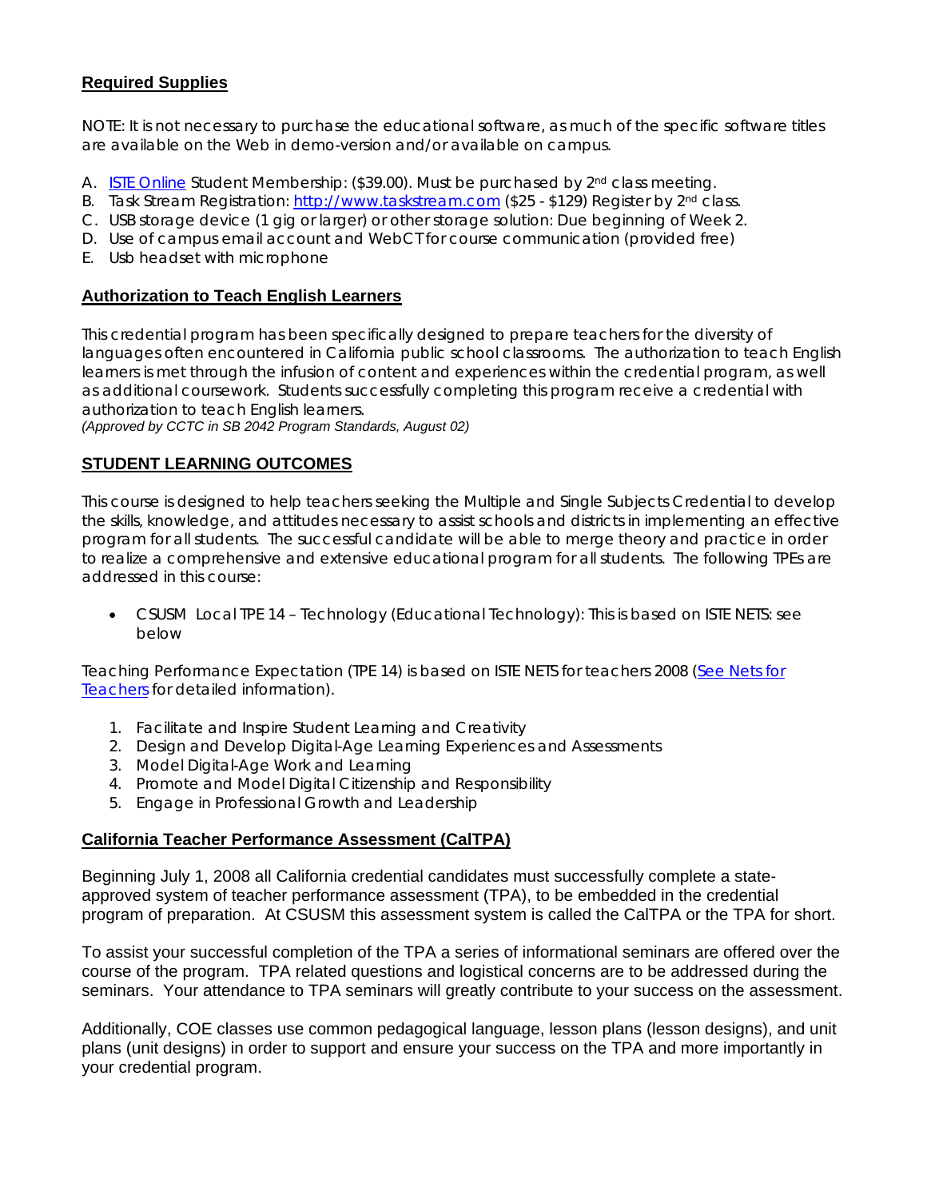## Required Supplies

NOTE: It is not necessary to purchase the educational software, as much of the specific software titles are available on the Web in demo-version and/or available on campus.

A. ISTE Online Student Membership: ($39.00). Must be purchased by 2nd class meeting.
B. Task Stream Registration: http://www.taskstream.com ($25 - $129) Register by 2nd class.
C. USB storage device (1 gig or larger) or other storage solution: Due beginning of Week 2.
D. Use of campus email account and WebCT for course communication (provided free)
E. Usb headset with microphone

## Authorization to Teach English Learners

This credential program has been specifically designed to prepare teachers for the diversity of languages often encountered in California public school classrooms. The authorization to teach English learners is met through the infusion of content and experiences within the credential program, as well as additional coursework. Students successfully completing this program receive a credential with authorization to teach English learners.

*(Approved by CCTC in SB 2042 Program Standards, August 02)*

## STUDENT LEARNING OUTCOMES

This course is designed to help teachers seeking the Multiple and Single Subjects Credential to develop the skills, knowledge, and attitudes necessary to assist schools and districts in implementing an effective program for all students. The successful candidate will be able to merge theory and practice in order to realize a comprehensive and extensive educational program for all students. The following TPEs are addressed in this course:

- CSUSM Local TPE 14 – Technology (Educational Technology): This is based on ISTE NETS: see below

Teaching Performance Expectation (TPE 14) is based on ISTE NETS for teachers 2008 (See Nets for Teachers for detailed information).

1. Facilitate and Inspire Student Learning and Creativity
2. Design and Develop Digital-Age Learning Experiences and Assessments
3. Model Digital-Age Work and Learning
4. Promote and Model Digital Citizenship and Responsibility
5. Engage in Professional Growth and Leadership

## California Teacher Performance Assessment (CalTPA)

Beginning July 1, 2008 all California credential candidates must successfully complete a state-approved system of teacher performance assessment (TPA), to be embedded in the credential program of preparation. At CSUSM this assessment system is called the CalTPA or the TPA for short.

To assist your successful completion of the TPA a series of informational seminars are offered over the course of the program. TPA related questions and logistical concerns are to be addressed during the seminars. Your attendance to TPA seminars will greatly contribute to your success on the assessment.

Additionally, COE classes use common pedagogical language, lesson plans (lesson designs), and unit plans (unit designs) in order to support and ensure your success on the TPA and more importantly in your credential program.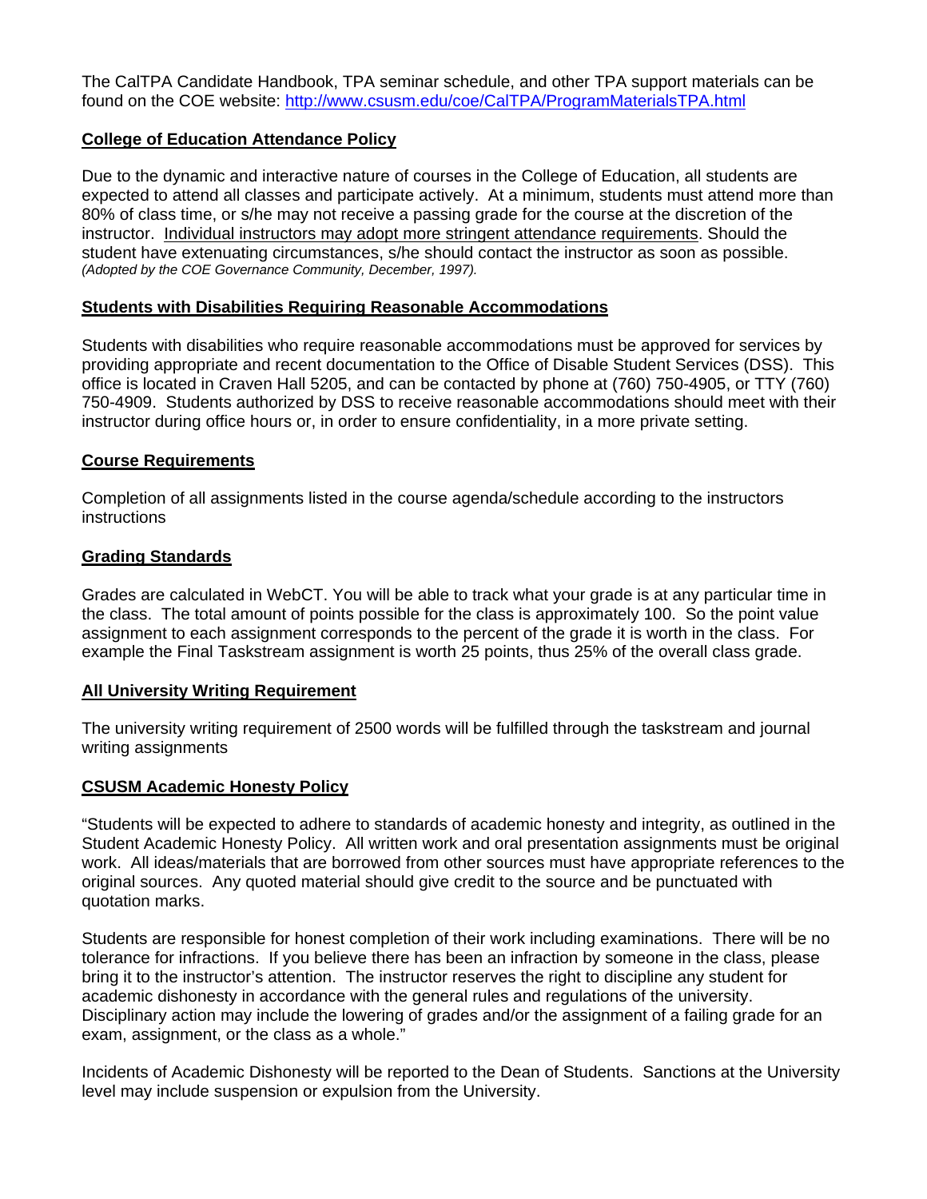The CalTPA Candidate Handbook, TPA seminar schedule, and other TPA support materials can be found on the COE website: [http://www.csusm.edu/coe/CalTPA/ProgramMaterialsTPA.html](http://www.csusm.edu/coe/CalTPA/ProgramMaterialsTPA.html)

## College of Education Attendance Policy

Due to the dynamic and interactive nature of courses in the College of Education, all students are expected to attend all classes and participate actively. At a minimum, students must attend more than 80% of class time, or s/he may not receive a passing grade for the course at the discretion of the instructor. Individual instructors may adopt more stringent attendance requirements. Should the student have extenuating circumstances, s/he should contact the instructor as soon as possible. *(Adopted by the COE Governance Community, December, 1997).*

## Students with Disabilities Requiring Reasonable Accommodations

Students with disabilities who require reasonable accommodations must be approved for services by providing appropriate and recent documentation to the Office of Disable Student Services (DSS). This office is located in Craven Hall 5205, and can be contacted by phone at (760) 750-4905, or TTY (760) 750-4909. Students authorized by DSS to receive reasonable accommodations should meet with their instructor during office hours or, in order to ensure confidentiality, in a more private setting.

## Course Requirements

Completion of all assignments listed in the course agenda/schedule according to the instructors instructions

## Grading Standards

Grades are calculated in WebCT. You will be able to track what your grade is at any particular time in the class. The total amount of points possible for the class is approximately 100. So the point value assignment to each assignment corresponds to the percent of the grade it is worth in the class. For example the Final Taskstream assignment is worth 25 points, thus 25% of the overall class grade.

## All University Writing Requirement

The university writing requirement of 2500 words will be fulfilled through the taskstream and journal writing assignments

## CSUSM Academic Honesty Policy

"Students will be expected to adhere to standards of academic honesty and integrity, as outlined in the Student Academic Honesty Policy. All written work and oral presentation assignments must be original work. All ideas/materials that are borrowed from other sources must have appropriate references to the original sources. Any quoted material should give credit to the source and be punctuated with quotation marks.

Students are responsible for honest completion of their work including examinations. There will be no tolerance for infractions. If you believe there has been an infraction by someone in the class, please bring it to the instructor's attention. The instructor reserves the right to discipline any student for academic dishonesty in accordance with the general rules and regulations of the university. Disciplinary action may include the lowering of grades and/or the assignment of a failing grade for an exam, assignment, or the class as a whole."

Incidents of Academic Dishonesty will be reported to the Dean of Students. Sanctions at the University level may include suspension or expulsion from the University.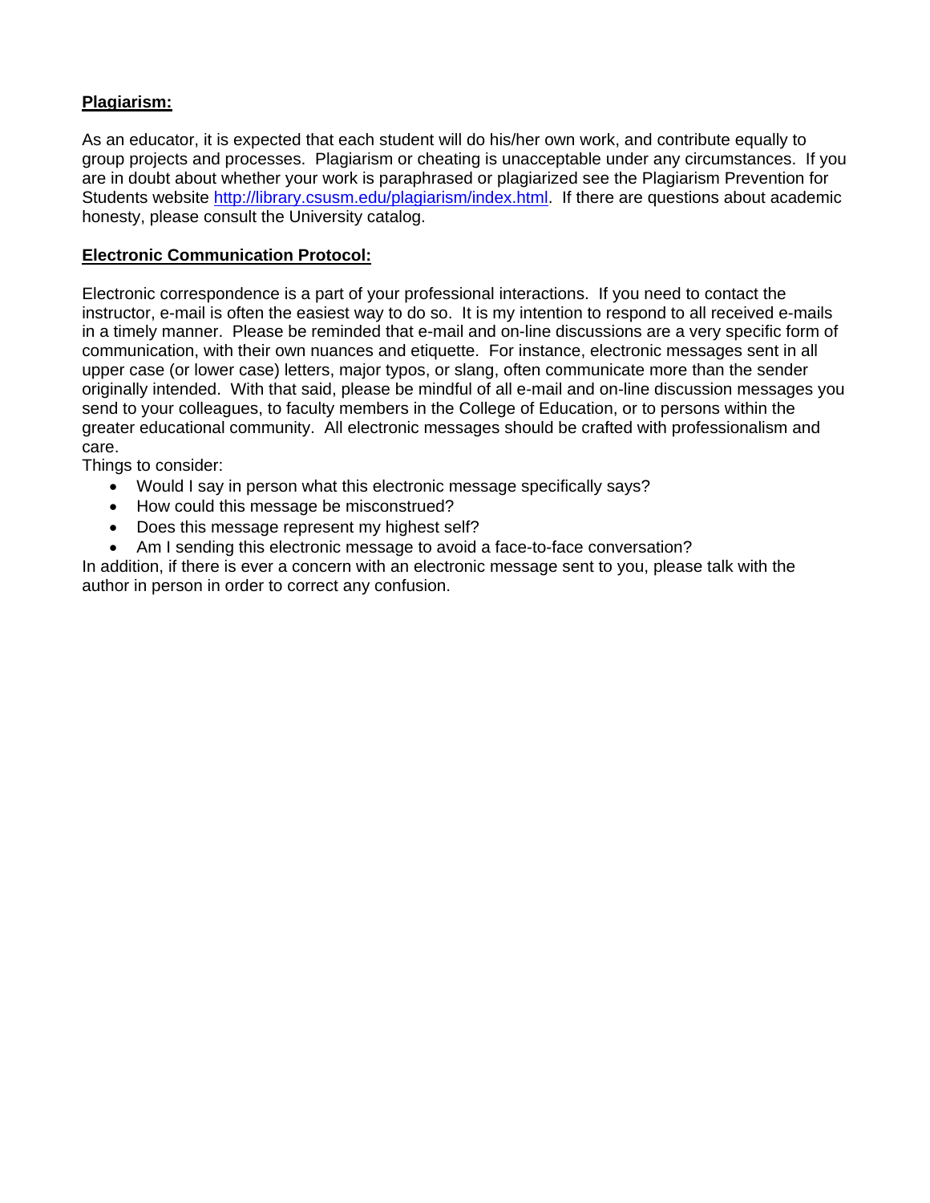**Plagiarism:**

As an educator, it is expected that each student will do his/her own work, and contribute equally to group projects and processes. Plagiarism or cheating is unacceptable under any circumstances. If you are in doubt about whether your work is paraphrased or plagiarized see the Plagiarism Prevention for Students website http://library.csusm.edu/plagiarism/index.html. If there are questions about academic honesty, please consult the University catalog.

**Electronic Communication Protocol:**

Electronic correspondence is a part of your professional interactions. If you need to contact the instructor, e-mail is often the easiest way to do so. It is my intention to respond to all received e-mails in a timely manner. Please be reminded that e-mail and on-line discussions are a very specific form of communication, with their own nuances and etiquette. For instance, electronic messages sent in all upper case (or lower case) letters, major typos, or slang, often communicate more than the sender originally intended. With that said, please be mindful of all e-mail and on-line discussion messages you send to your colleagues, to faculty members in the College of Education, or to persons within the greater educational community. All electronic messages should be crafted with professionalism and care.

Things to consider:

- Would I say in person what this electronic message specifically says?
- How could this message be misconstrued?
- Does this message represent my highest self?
- Am I sending this electronic message to avoid a face-to-face conversation?

In addition, if there is ever a concern with an electronic message sent to you, please talk with the author in person in order to correct any confusion.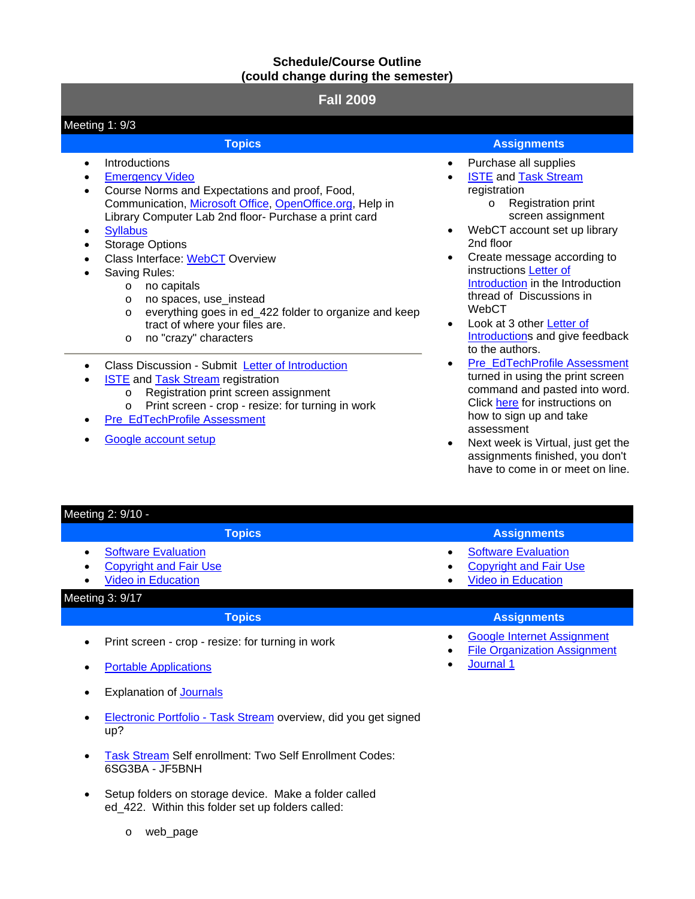**Schedule/Course Outline**
**(could change during the semester)**

## Fall 2009

### Meeting 1: 9/3

**Topics**

- Introductions
- Emergency Video
- Course Norms and Expectations and proof, Food, Communication, Microsoft Office, OpenOffice.org, Help in Library Computer Lab 2nd floor- Purchase a print card
- Syllabus
- Storage Options
- Class Interface: WebCT Overview
- Saving Rules:
    - no capitals
    - no spaces, use_instead
    - everything goes in ed_422 folder to organize and keep tract of where your files are.
    - no "crazy" characters

---

- Class Discussion - Submit Letter of Introduction
- ISTE and Task Stream registration
    - Registration print screen assignment
    - Print screen - crop - resize: for turning in work
- Pre_EdTechProfile Assessment
- Google account setup

**Assignments**

- Purchase all supplies
- ISTE and Task Stream registration
    - Registration print screen assignment
- WebCT account set up library 2nd floor
- Create message according to instructions Letter of Introduction in the Introduction thread of Discussions in WebCT
- Look at 3 other Letter of Introductions and give feedback to the authors.
- Pre_EdTechProfile Assessment turned in using the print screen command and pasted into word. Click here for instructions on how to sign up and take assessment
- Next week is Virtual, just get the assignments finished, you don't have to come in or meet on line.

### Meeting 2: 9/10 -

**Topics**

- Software Evaluation
- Copyright and Fair Use
- Video in Education

**Assignments**

- Software Evaluation
- Copyright and Fair Use
- Video in Education

### Meeting 3: 9/17

**Topics**

- Print screen - crop - resize: for turning in work
- Portable Applications
- Explanation of Journals
- Electronic Portfolio - Task Stream overview, did you get signed up?
- Task Stream Self enrollment: Two Self Enrollment Codes: 6SG3BA - JF5BNH
- Setup folders on storage device. Make a folder called ed_422. Within this folder set up folders called:
    - web_page

**Assignments**

- Google Internet Assignment
- File Organization Assignment
- Journal 1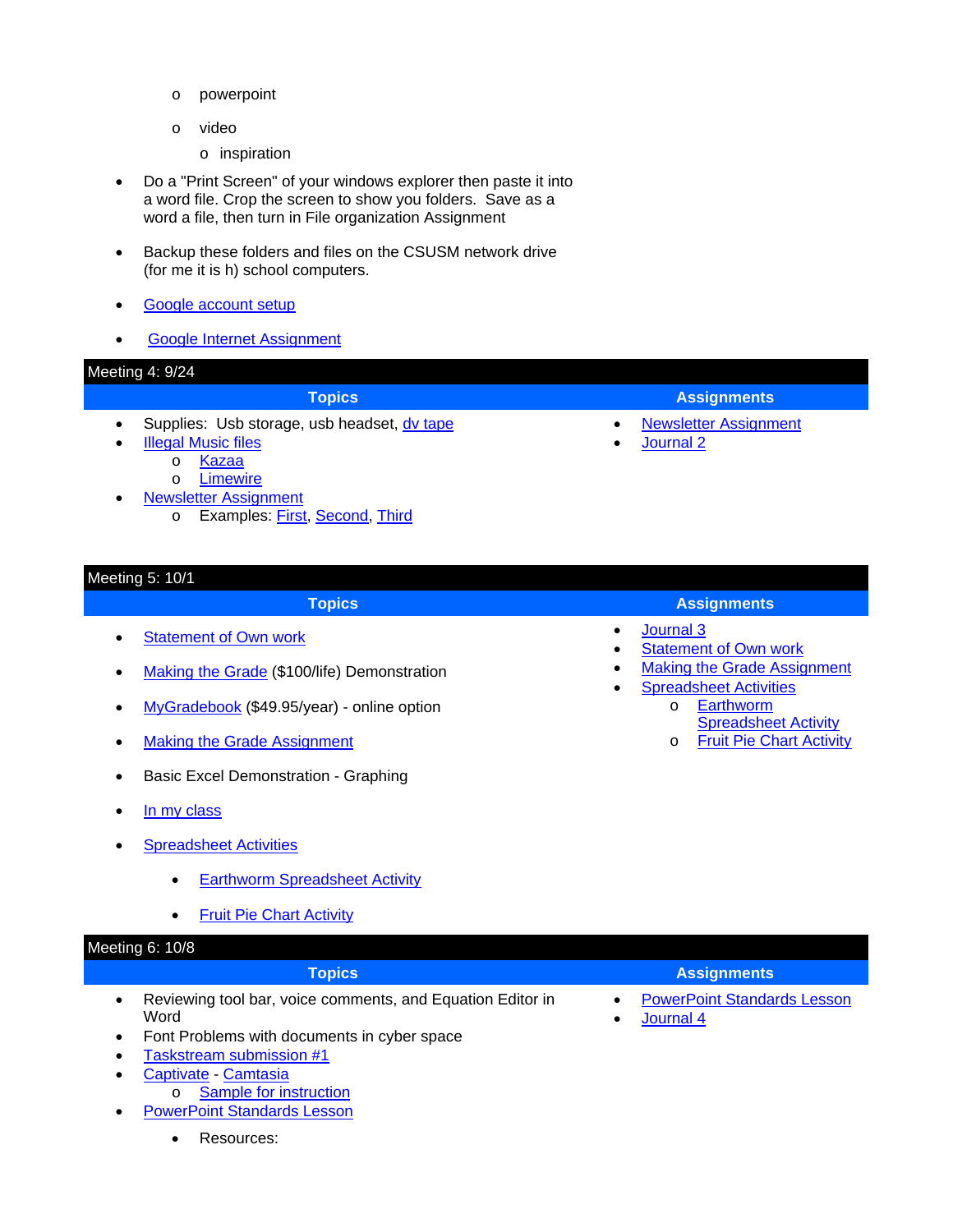- powerpoint
- video
  - inspiration

- Do a "Print Screen" of your windows explorer then paste it into a word file. Crop the screen to show you folders. Save as a word a file, then turn in File organization Assignment
- Backup these folders and files on the CSUSM network drive (for me it is h) school computers.
- Google account setup
- Google Internet Assignment

## Meeting 4: 9/24

| Topics | Assignments |
| --- | --- |
| • Supplies: Usb storage, usb headset, dv tape<br>• Illegal Music files<br>  o Kazaa<br>  o Limewire<br>• Newsletter Assignment<br>  o Examples: First, Second, Third | • Newsletter Assignment<br>• Journal 2 |

## Meeting 5: 10/1

| Topics | Assignments |
| --- | --- |
| • Statement of Own work<br>• Making the Grade ($100/life) Demonstration<br>• MyGradebook ($49.95/year) - online option<br>• Making the Grade Assignment<br>• Basic Excel Demonstration - Graphing<br>• In my class<br>• Spreadsheet Activities<br>  • Earthworm Spreadsheet Activity<br>  • Fruit Pie Chart Activity | • Journal 3<br>• Statement of Own work<br>• Making the Grade Assignment<br>• Spreadsheet Activities<br>  o Earthworm Spreadsheet Activity<br>  o Fruit Pie Chart Activity |

## Meeting 6: 10/8

| Topics | Assignments |
| --- | --- |
| • Reviewing tool bar, voice comments, and Equation Editor in Word<br>• Font Problems with documents in cyber space<br>• Taskstream submission #1<br>• Captivate - Camtasia<br>  o Sample for instruction<br>• PowerPoint Standards Lesson<br>  • Resources: | • PowerPoint Standards Lesson<br>• Journal 4 |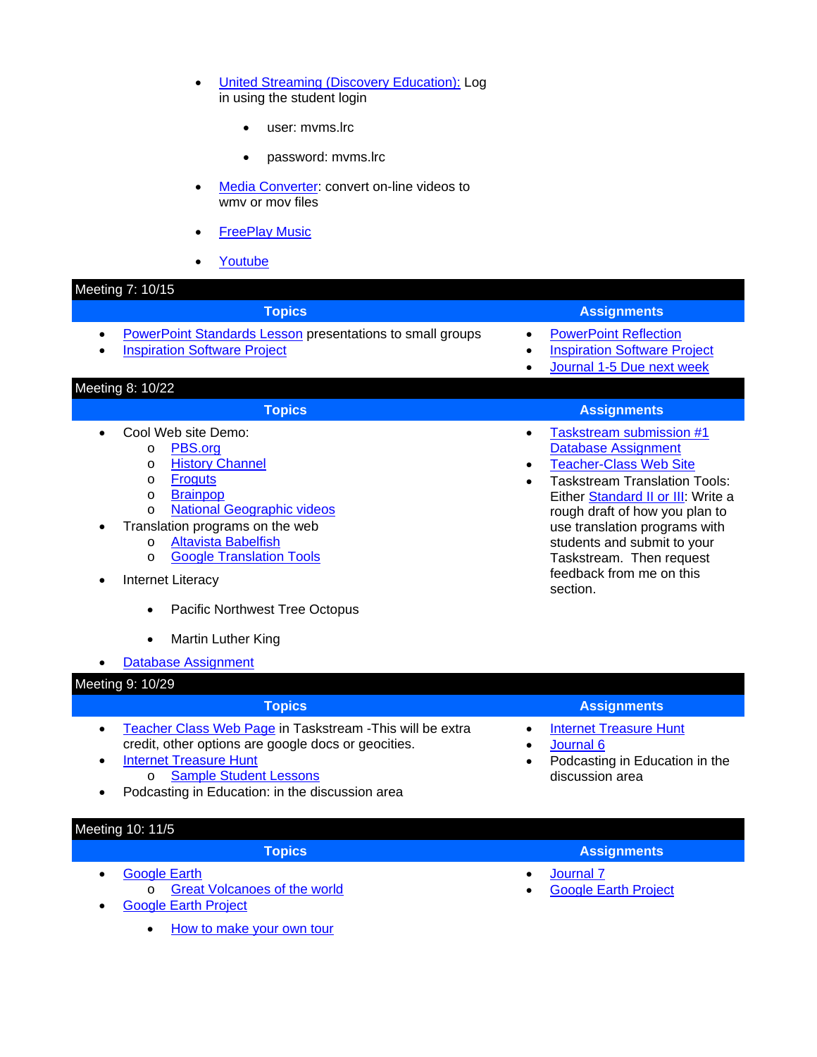- United Streaming (Discovery Education): Log in using the student login
    - user: mvms.lrc
    - password: mvms.lrc
- Media Converter: convert on-line videos to wmv or mov files
- FreePlay Music
- Youtube

| Meeting 7: 10/15 | |
|---|---|
| **Topics** | **Assignments** |
| • PowerPoint Standards Lesson presentations to small groups<br>• Inspiration Software Project | • PowerPoint Reflection<br>• Inspiration Software Project<br>• Journal 1-5 Due next week |

| Meeting 8: 10/22 | |
|---|---|
| **Topics** | **Assignments** |
| • Cool Web site Demo:<br>  o PBS.org<br>  o History Channel<br>  o Froguts<br>  o Brainpop<br>  o National Geographic videos<br>• Translation programs on the web<br>  o Altavista Babelfish<br>  o Google Translation Tools<br>• Internet Literacy<br>  • Pacific Northwest Tree Octopus<br>  • Martin Luther King<br>• Database Assignment | • Taskstream submission #1 Database Assignment<br>• Teacher-Class Web Site<br>• Taskstream Translation Tools: Either Standard II or III: Write a rough draft of how you plan to use translation programs with students and submit to your Taskstream. Then request feedback from me on this section. |

| Meeting 9: 10/29 | |
|---|---|
| **Topics** | **Assignments** |
| • Teacher Class Web Page in Taskstream -This will be extra credit, other options are google docs or geocities.<br>• Internet Treasure Hunt<br>  o Sample Student Lessons<br>• Podcasting in Education: in the discussion area | • Internet Treasure Hunt<br>• Journal 6<br>• Podcasting in Education in the discussion area |

| Meeting 10: 11/5 | |
|---|---|
| **Topics** | **Assignments** |
| • Google Earth<br>  o Great Volcanoes of the world<br>• Google Earth Project<br>  • How to make your own tour | • Journal 7<br>• Google Earth Project |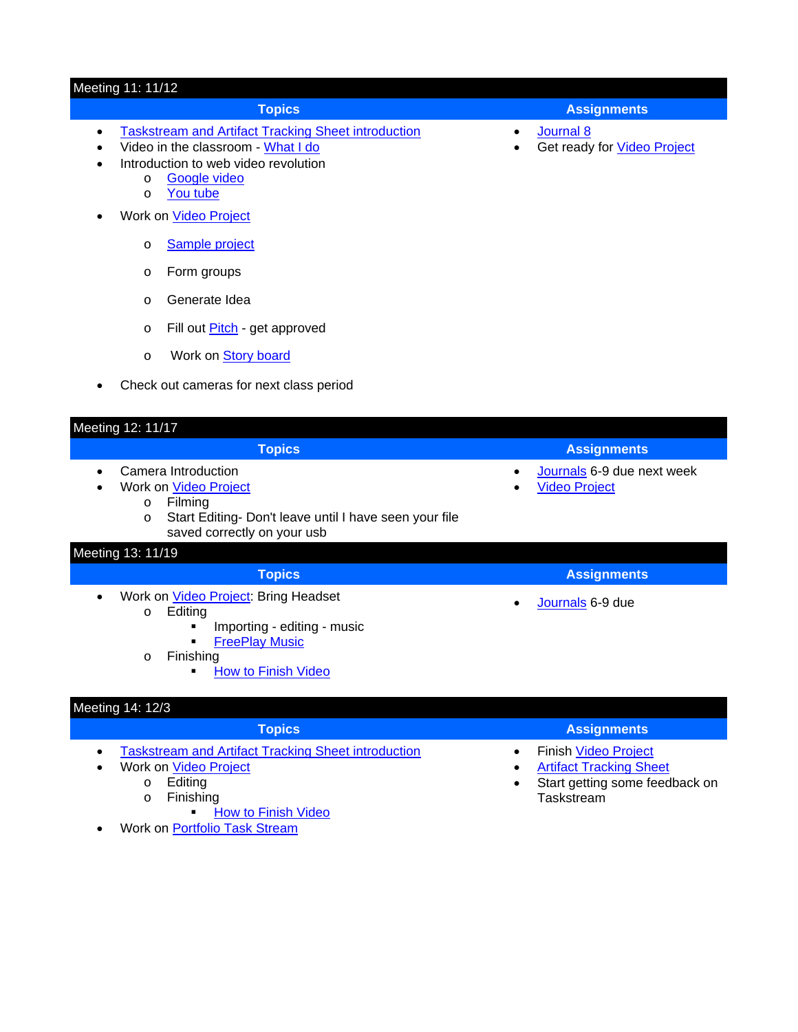## Meeting 11: 11/12

| Topics | Assignments |
| --- | --- |
| <ul><li>Taskstream and Artifact Tracking Sheet introduction</li><li>Video in the classroom - What I do</li><li>Introduction to web video revolution<ul><li>Google video</li><li>You tube</li></ul></li><li>Work on Video Project<ul><li>Sample project</li><li>Form groups</li><li>Generate Idea</li><li>Fill out Pitch - get approved</li><li>Work on Story board</li></ul></li><li>Check out cameras for next class period</li></ul> | <ul><li>Journal 8</li><li>Get ready for Video Project</li></ul> |

## Meeting 12: 11/17

| Topics | Assignments |
| --- | --- |
| <ul><li>Camera Introduction</li><li>Work on Video Project<ul><li>Filming</li><li>Start Editing- Don't leave until I have seen your file saved correctly on your usb</li></ul></li></ul> | <ul><li>Journals 6-9 due next week</li><li>Video Project</li></ul> |

## Meeting 13: 11/19

| Topics | Assignments |
| --- | --- |
| <ul><li>Work on Video Project: Bring Headset<ul><li>Editing<ul><li>Importing - editing - music</li><li>FreePlay Music</li></ul></li><li>Finishing<ul><li>How to Finish Video</li></ul></li></ul></li></ul> | <ul><li>Journals 6-9 due</li></ul> |

## Meeting 14: 12/3

| Topics | Assignments |
| --- | --- |
| <ul><li>Taskstream and Artifact Tracking Sheet introduction</li><li>Work on Video Project<ul><li>Editing</li><li>Finishing<ul><li>How to Finish Video</li></ul></li></ul></li><li>Work on Portfolio Task Stream</li></ul> | <ul><li>Finish Video Project</li><li>Artifact Tracking Sheet</li><li>Start getting some feedback on Taskstream</li></ul> |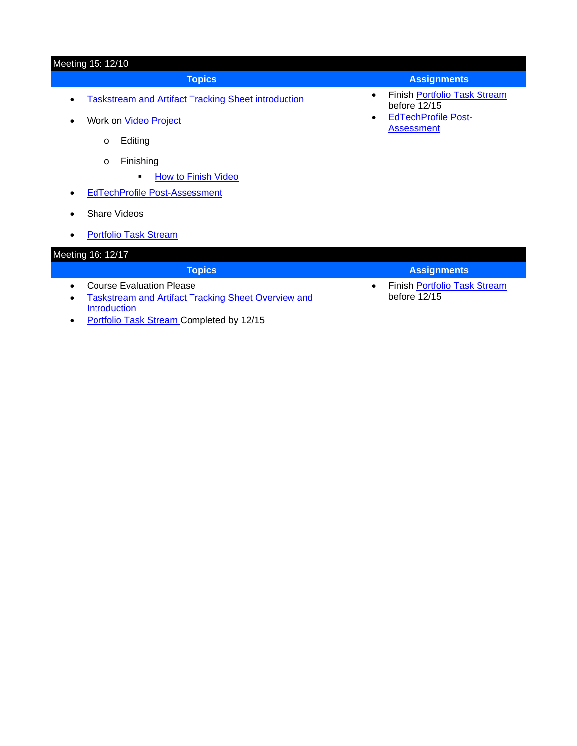| Meeting 15: 12/10 | |
|---|---|
| **Topics** | **Assignments** |
| • Taskstream and Artifact Tracking Sheet introduction<br>• Work on Video Project<br>  o Editing<br>  o Finishing<br>    ▪ How to Finish Video<br>• EdTechProfile Post-Assessment<br>• Share Videos<br>• Portfolio Task Stream | • Finish Portfolio Task Stream before 12/15<br>• EdTechProfile Post-Assessment |

| Meeting 16: 12/17 | |
|---|---|
| **Topics** | **Assignments** |
| • Course Evaluation Please<br>• Taskstream and Artifact Tracking Sheet Overview and Introduction<br>• Portfolio Task Stream Completed by 12/15 | • Finish Portfolio Task Stream before 12/15 |